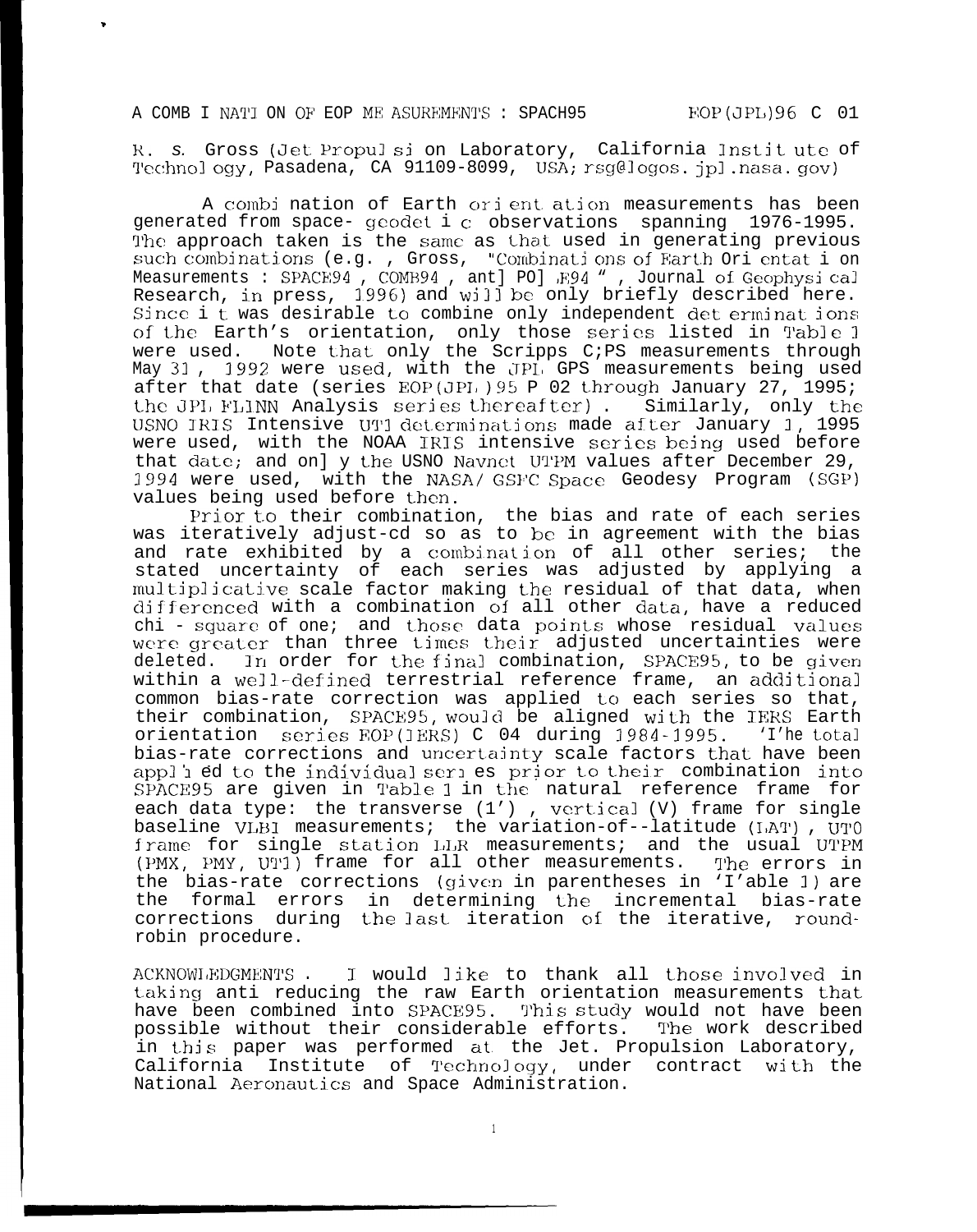# A COMBINATION OF EOP MEASUREMENTS: SPACE95 EOP(JPL)96 C 01

R. S. Gross (Jet Propulsion Laboratory, California Institute of Technology, Pasadena, CA 91109-8099, USA; rsg@logos.jpl.nasa.gov)

A combination of Earth orientation measurements has been generated from space-geodetic observations spanning 1976-1995. The approach taken is the same as that used in generating previous such combinations (e.g., Gross, "Combinations of Earth Orientation Measurements: SPACE94, COMB94, and POLE94", Journal of Geophysical Research, in press, 1996) and will be only briefly described here. Since it was desirable to combine only independent determinations of the Earth's orientation, only those series listed in Table 1 were used. Note that only the Scripps GPS measurements through May 31, 1992 were used, with the JPL GPS measurements being used after that date (series EOP(JPL)95 P 02 through January 27, 1995; the JPL FLINN Analysis series thereafter). Similarly, only the USNO IRIS Intensive UT1 determinations made after January 1, 1995 were used, with the NOAA IRIS intensive series being used before that date; and only the USNO Navnet UTPM values after December 29, 1994 were used, with the NASA/GSFC Space Geodesy Program (SGP) values being used before then.

Prior to their combination, the bias and rate of each series was iteratively adjusted so as to be in agreement with the bias and rate exhibited by a combination of all other series; the stated uncertainty of each series was adjusted by applying a multiplicative scale factor making the residual of that data, when differenced with a combination of all other data, have a reduced chi-square of one; and those data points whose residual values were greater than three times their adjusted uncertainties were deleted. In order for the final combination, SPACE95, to be given within a well-defined terrestrial reference frame, an additional common bias-rate correction was applied to each series so that, their combination, SPACE95, would be aligned with the IERS Earth orientation series EOP(IERS) C 04 during 1984-1995. The total bias-rate corrections and uncertainty scale factors that have been applied to the individual series prior to their combination into SPACE95 are given in Table 1 in the natural reference frame for each data type: the transverse (T), vertical (V) frame for single baseline VLBI measurements; the variation-of-latitude (LAT), UT0 frame for single station LLR measurements; and the usual UTPM (PMX, PMY, UT1) frame for all other measurements. The errors in the bias-rate corrections (given in parentheses in Table 1) are the formal errors in determining the incremental bias-rate corrections during the last iteration of the iterative, round-robin procedure.

ACKNOWLEDGMENTS. I would like to thank all those involved in taking and reducing the raw Earth orientation measurements that have been combined into SPACE95. This study would not have been possible without their considerable efforts. The work described in this paper was performed at the Jet Propulsion Laboratory, California Institute of Technology, under contract with the National Aeronautics and Space Administration.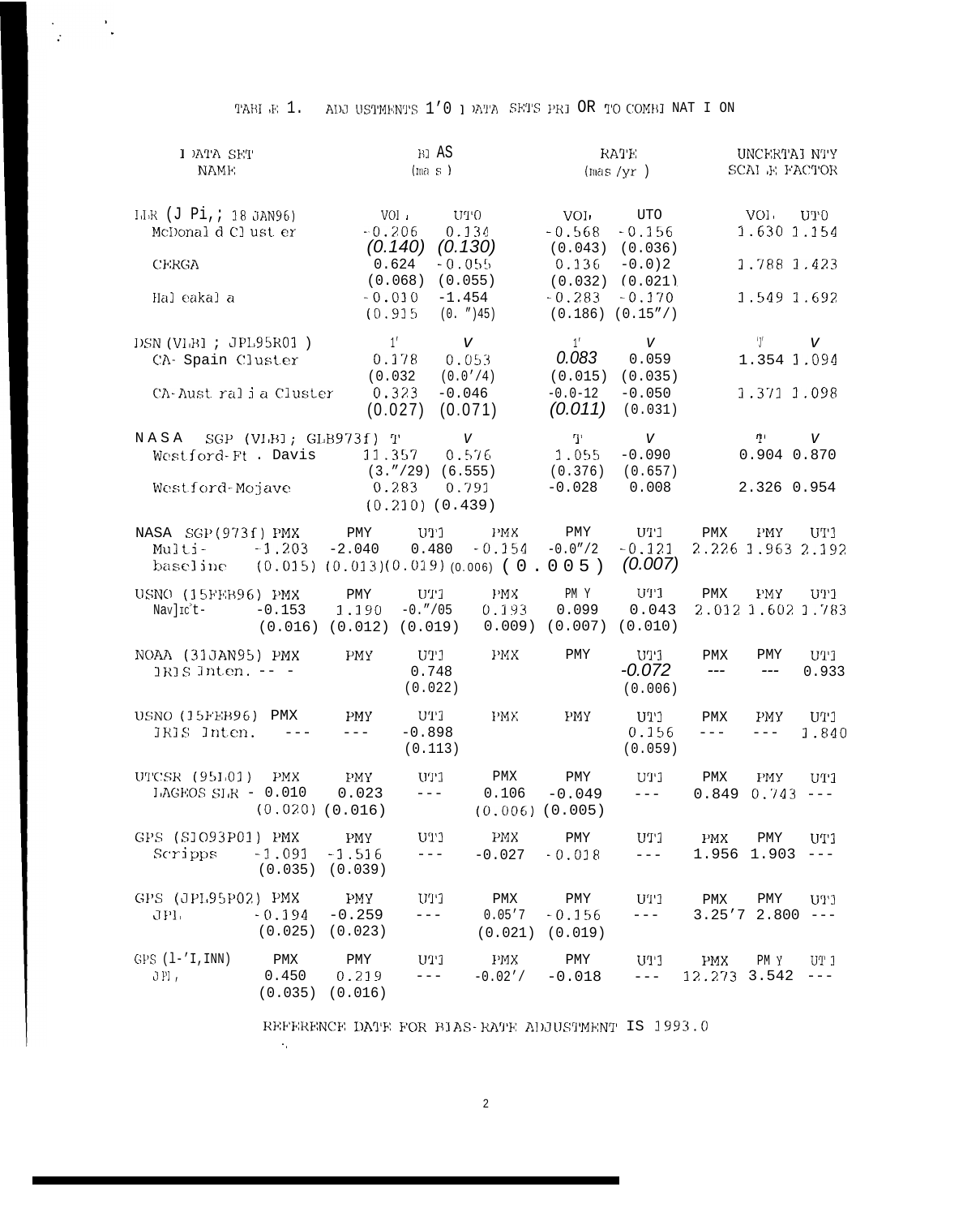TABLE 1. ADJUSTMENTS TO DATA SETS PRIOR TO COMBINATION

| DATA SET NAME | | BIAS (mas) | | | RATE (mas/yr) | | | UNCERTAINTY SCALE FACTOR | |
|---|---|---|---|---|---|---|---|---|---|
| LLR (JPL; 18 JAN96) | | VOL | UT0 | | VOL | UT0 | | VOL | UT0 |
| McDonald Cluster | | -0.206 (0.140) | 0.134 (0.130) | | -0.568 (0.043) | -0.156 (0.036) | | 1.630 | 1.154 |
| CERGA | | 0.624 (0.068) | -0.055 (0.055) | | 0.136 (0.032) | -0.0)2 (0.021) | | 1.788 | 1.423 |
| Haleakala | | -0.010 (0.915) | -1.454 (0.")45) | | -0.283 (0.186) | -0.170 (0.15"/) | | 1.549 | 1.692 |
| DSN (VLBI; JPL95R01) | | T | V | | T | V | | T | V |
| CA-Spain Cluster | | 0.178 (0.032 | 0.053 (0.0'/4) | | 0.083 (0.015) | 0.059 (0.035) | | 1.354 | 1.094 |
| CA-Australia Cluster | | 0.323 (0.027) | -0.046 (0.071) | | -0.0-12 (0.011) | -0.050 (0.031) | | 1.371 | 1.098 |
| NASA SGP (VLBI; GLB973f) | | T | V | | T | V | | T | V |
| Westford-Ft. Davis | | 11.357 (3."/29) | 0.576 (6.555) | | 1.055 (0.376) | -0.090 (0.657) | | 0.904 | 0.870 |
| Westford-Mojave | | 0.283 (0.210) | 0.791 (0.439) | | -0.028 | 0.008 | | 2.326 | 0.954 |
| NASA SGP(973f) Multi-baseline | PMX | PMY | UT1 | PMX | PMY | UT1 | PMX | PMY | UT1 |
| | -1.203 (0.015) | -2.040 (0.013) | 0.480 (0.019) | -0.154 (0.006) | -0.0"/2 (0.005) | -0.121 (0.007) | 2.226 | 1.963 | 2.192 |
| USNO (15FEB96) Navnet | PMX | PMY | UT1 | PMX | PMY | UT1 | PMX | PMY | UT1 |
| | -0.153 | 1.190 (0.016) | -0."/05 (0.012) | 0.193 (0.019) | 0.099 0.009) | 0.043 (0.007) (0.010) | 2.012 | 1.602 | 1.783 |
| NOAA (31JAN95) IRIS Inten. -- - | PMX | PMY | UT1 | PMX | PMY | UT1 | PMX | PMY | UT1 |
| | | | 0.748 (0.022) | | | -0.072 (0.006) | --- | --- | 0.933 |
| USNO (15FEB96) IRIS Inten. | PMX | PMY | UT1 | PMX | PMY | UT1 | PMX | PMY | UT1 |
| | --- | --- | -0.898 (0.113) | | | 0.156 (0.059) | --- | --- | 1.840 |
| UTCSR (95L01) LAGEOS SLR | PMX | PMY | UT1 | PMX | PMY | UT1 | PMX | PMY | UT1 |
| | - 0.010 (0.020) | 0.023 (0.016) | --- | 0.106 (0.006) | -0.049 (0.005) | --- | 0.849 | 0.743 | --- |
| GPS (SIO93P01) Scripps | PMX | PMY | UT1 | PMX | PMY | UT1 | PMX | PMY | UT1 |
| | -1.091 (0.035) | -1.516 (0.039) | --- | -0.027 | -0.018 | --- | 1.956 | 1.903 | --- |
| GPS (JPL95P02) JPL | PMX | PMY | UT1 | PMX | PMY | UT1 | PMX | PMY | UT1 |
| | -0.194 (0.025) | -0.259 (0.023) | --- | 0.05'7 (0.021) | -0.156 (0.019) | --- | 3.25'7 | 2.800 | --- |
| GPS (1-'I,INN) JPL | PMX | PMY | UT1 | PMX | PMY | UT1 | PMX | PMY | UT1 |
| | 0.450 (0.035) | 0.219 (0.016) | --- | -0.02'/ | -0.018 | --- | 12.273 | 3.542 | --- |

REFERENCE DATE FOR BIAS-RATE ADJUSTMENT IS 1993.0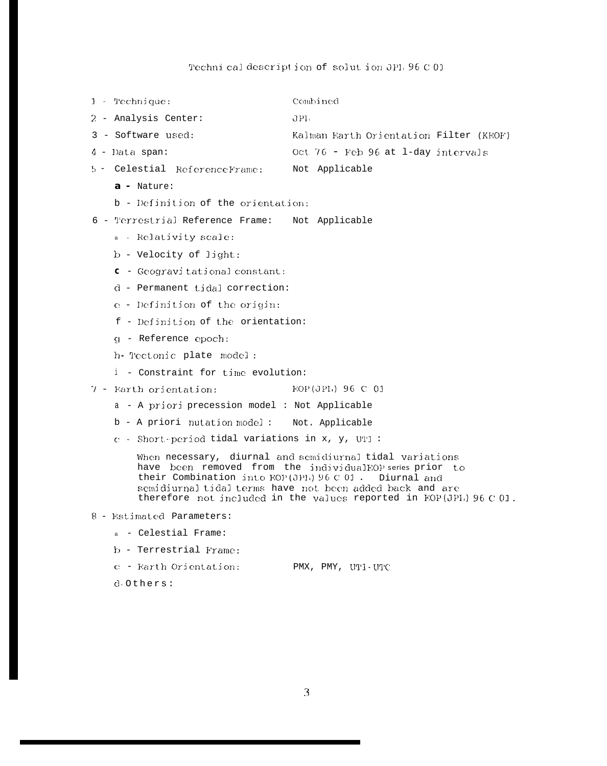# Technical description of solution JPL 96 C 01

1 - Technique: Combined

2 - Analysis Center: JPL

3 - Software used: Kalman Earth Orientation Filter (KEOF)

4 - Data span: Oct 76 - Feb 96 at 1-day intervals

5 - Celestial Reference Frame: Not Applicable

- a - Nature:
- b - Definition of the orientation:

6 - Terrestrial Reference Frame: Not Applicable

- a - Relativity scale:
- b - Velocity of light:
- c - Geogravitational constant:
- d - Permanent tidal correction:
- e - Definition of the origin:
- f - Definition of the orientation:
- g - Reference epoch:
- h - Tectonic plate model:
- i - Constraint for time evolution:

7 - Earth orientation: EOP(JPL) 96 C 01

- a - A priori precession model : Not Applicable
- b - A priori nutation model : Not Applicable
- c - Short-period tidal variations in x, y, UT1 :

  When necessary, diurnal and semidiurnal tidal variations have been removed from the individual EOP series prior to their Combination into EOP(JPL) 96 C 01 . Diurnal and semidiurnal tidal terms have not been added back and are therefore not included in the values reported in EOP(JPL) 96 C 01.

8 - Estimated Parameters:

- a - Celestial Frame:
- b - Terrestrial Frame:
- c - Earth Orientation: PMX, PMY, UT1-UTC
- d - Others: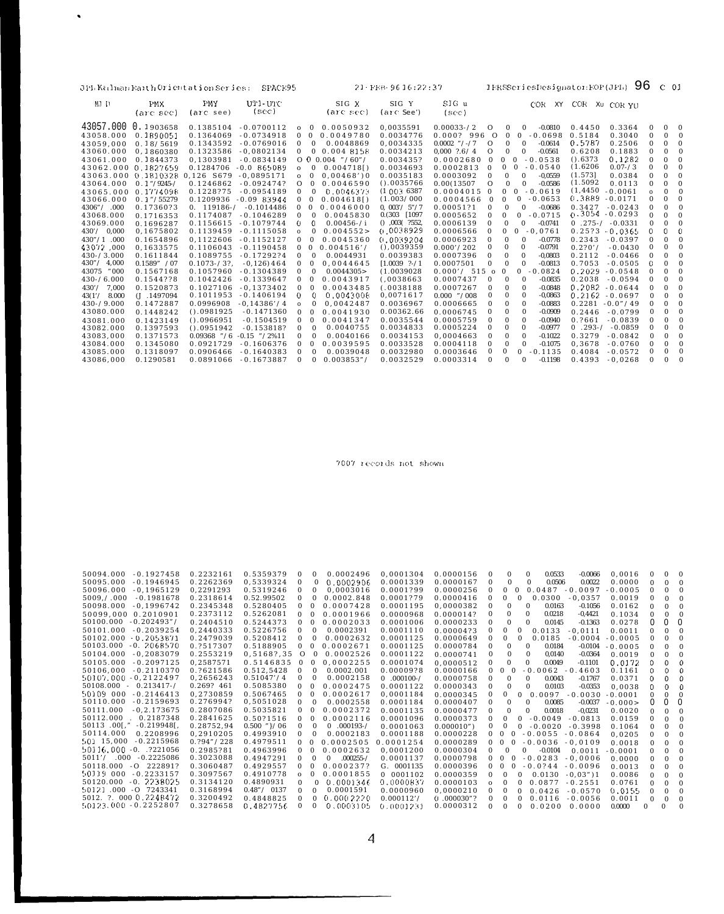JPL Kalman Earth Orientation Series: SPACE95 21-FEB-96 16:22:37 IERS Series Designator: EOP(JPL) 96 C 01

| MJD | PMX (arc sec) | PMY (arc sec) | UT1-UTC (sec) | | | SIG X (arc sec) | SIG Y (arc sec) | SIG u (sec) | | | | COR XY | COR XU | COR YU | | | |
|---|---|---|---|---|---|---|---|---|---|---|---|---|---|---|---|---|---|
| 43057.000 | 0.1903658 | 0.1385104 | -0.0700112 | 0 | 0 | 0.0050932 | 0.0035591 | 0.000332 | 0 | 0 | 0 | -0.0810 | 0.4450 | 0.3364 | 0 | 0 | 0 |
| 43058.000 | 0.1890051 | 0.1364069 | -0.0734918 | 0 | 0 | 0.0049780 | 0.0034776 | 0.0002996 | 0 | 0 | 0 | -0.0698 | 0.5184 | 0.3040 | 0 | 0 | 0 |
| 43059.000 | 0.1875619 | 0.1343592 | -0.0769016 | 0 | 0 | 0.0048869 | 0.0034335 | 0.0002777 | 0 | 0 | 0 | -0.0614 | 0.5787 | 0.2506 | 0 | 0 | 0 |
| 43060.000 | 0.1860380 | 0.1323586 | -0.0802134 | 0 | 0 | 0.0048158 | 0.0034213 | 0.0002764 | 0 | 0 | 0 | -0.0561 | 0.6208 | 0.1883 | 0 | 0 | 0 |
| 43061.000 | 0.1844373 | 0.1303981 | -0.0834149 | 0 | 0 | 0.0047607 | 0.0034357 | 0.0002680 | 0 | 0 | 0 | -0.0538 | 0.6373 | 0.1282 | 0 | 0 | 0 |
| 43062.000 | 0.1827659 | 0.1284706 | -0.0865089 | 0 | 0 | 0.0047181 | 0.0034693 | 0.0002813 | 0 | 0 | 0 | -0.0540 | 0.6206 | 0.0773 | 0 | 0 | 0 |
| 43063.000 | 0.1810328 | 0.1265679 | -0.0895171 | 0 | 0 | 0.0046810 | 0.0035183 | 0.0003092 | 0 | 0 | 0 | -0.0559 | 0.5731 | 0.0384 | 0 | 0 | 0 |
| 43064.000 | 0.1792457 | 0.1246862 | -0.0924747 | 0 | 0 | 0.0046590 | 0.0035766 | 0.0003507 | 0 | 0 | 0 | -0.0586 | 0.5092 | 0.0113 | 0 | 0 | 0 |
| 43065.000 | 0.1774098 | 0.1228775 | -0.0954189 | 0 | 0 | 0.0046373 | 0.0036387 | 0.0004015 | 0 | 0 | 0 | -0.0619 | 0.4450 | -0.0061 | 0 | 0 | 0 |
| 43066.000 | 0.1755279 | 0.1209936 | -0.0983944 | 0 | 0 | 0.0046181 | 0.0037000 | 0.0004566 | 0 | 0 | 0 | -0.0653 | 0.3889 | -0.0171 | 0 | 0 | 0 |
| 43067.000 | 0.1736073 | 0.1191867 | -0.1014486 | 0 | 0 | 0.0046000 | 0.0037577 | 0.0005121 | 0 | 0 | 0 | -0.0686 | 0.3427 | -0.0243 | 0 | 0 | 0 |
| 43068.000 | 0.1716353 | 0.1174087 | -0.1046289 | 0 | 0 | 0.0045830 | 0.0038097 | 0.0005652 | 0 | 0 | 0 | -0.0715 | 0.3054 | -0.0293 | 0 | 0 | 0 |
| 43069.000 | 0.1696287 | 0.1156615 | -0.1079744 | 0 | 0 | 0.0045671 | 0.0038552 | 0.0006139 | 0 | 0 | 0 | -0.0741 | 0.2757 | -0.0331 | 0 | 0 | 0 |
| 43070.000 | 0.1675802 | 0.1139459 | -0.1115058 | 0 | 0 | 0.0045522 | 0.0038929 | 0.0006566 | 0 | 0 | 0 | -0.0761 | 0.2573 | -0.0365 | 0 | 0 | 0 |
| 43071.000 | 0.1654896 | 0.1122606 | -0.1152127 | 0 | 0 | 0.0045360 | 0.0039204 | 0.0006923 | 0 | 0 | 0 | -0.0778 | 0.2343 | -0.0397 | 0 | 0 | 0 |
| 43072.000 | 0.1633575 | 0.1106043 | -0.1190458 | 0 | 0 | 0.0045167 | 0.0039359 | 0.0007202 | 0 | 0 | 0 | -0.0791 | 0.2207 | -0.0430 | 0 | 0 | 0 |
| 43073.000 | 0.1611844 | 0.1089755 | -0.1729274 | 0 | 0 | 0.0044931 | 0.0039383 | 0.0007396 | 0 | 0 | 0 | -0.0803 | 0.2112 | -0.0466 | 0 | 0 | 0 |
| 43074.000 | 0.1589707 | 0.1073737 | -0.1264464 | 0 | 0 | 0.0044645 | 0.0039271 | 0.0007501 | 0 | 0 | 0 | -0.0813 | 0.7053 | -0.0505 | 0 | 0 | 0 |
| 43075.000 | 0.1567168 | 0.1057960 | -0.1304389 | 0 | 0 | 0.0044305 | 0.0039028 | 0.0007515 | 0 | 0 | 0 | -0.0824 | 0.2029 | -0.0548 | 0 | 0 | 0 |
| 43076.000 | 0.1544278 | 0.1042426 | -0.1339647 | 0 | 0 | 0.0043917 | 0.0038663 | 0.0007437 | 0 | 0 | 0 | -0.0835 | 0.2038 | -0.0594 | 0 | 0 | 0 |
| 43077.000 | 0.1520873 | 0.1027106 | -0.1373402 | 0 | 0 | 0.0043485 | 0.0038188 | 0.0007267 | 0 | 0 | 0 | -0.0848 | 0.2082 | -0.0644 | 0 | 0 | 0 |
| 43078.000 | 0.1497094 | 0.1011953 | -0.1406194 | 0 | 0 | 0.0043008 | 0.0037617 | 0.0007008 | 0 | 0 | 0 | -0.0863 | 0.2162 | -0.0697 | 0 | 0 | 0 |
| 43079.000 | 0.1472887 | 0.0996908 | -0.1438674 | 0 | 0 | 0.0042487 | 0.0036967 | 0.0006665 | 0 | 0 | 0 | -0.0883 | 0.2281 | -0.0749 | 0 | 0 | 0 |
| 43080.000 | 0.1448242 | 0.0981925 | -0.1471360 | 0 | 0 | 0.0041930 | 0.0036266 | 0.0006745 | 0 | 0 | 0 | -0.0909 | 0.2446 | -0.0799 | 0 | 0 | 0 |
| 43081.000 | 0.1423149 | 0.0966951 | -0.1504519 | 0 | 0 | 0.0041347 | 0.0035544 | 0.0005759 | 0 | 0 | 0 | -0.0940 | 0.7661 | -0.0839 | 0 | 0 | 0 |
| 43082.000 | 0.1397593 | 0.0951942 | -0.1538187 | 0 | 0 | 0.0040755 | 0.0034833 | 0.0005224 | 0 | 0 | 0 | -0.0977 | 0.2937 | -0.0859 | 0 | 0 | 0 |
| 43083.000 | 0.1371573 | 0.0936876 | -0.1572611 | 0 | 0 | 0.0040166 | 0.0034153 | 0.0004663 | 0 | 0 | 0 | -0.1022 | 0.3279 | -0.0842 | 0 | 0 | 0 |
| 43084.000 | 0.1345080 | 0.0921729 | -0.1606376 | 0 | 0 | 0.0039595 | 0.0033528 | 0.0004118 | 0 | 0 | 0 | -0.1075 | 0.3678 | -0.0760 | 0 | 0 | 0 |
| 43085.000 | 0.1318097 | 0.0906466 | -0.1640383 | 0 | 0 | 0.0039048 | 0.0032980 | 0.0003646 | 0 | 0 | 0 | -0.1135 | 0.4084 | -0.0572 | 0 | 0 | 0 |
| 43086.000 | 0.1290581 | 0.0891066 | -0.1673887 | 0 | 0 | 0.0038537 | 0.0032529 | 0.0003314 | 0 | 0 | 0 | -0.1198 | 0.4393 | -0.0268 | 0 | 0 | 0 |

7007 records not shown

| MJD | PMX | PMY | UT1-UTC | | | SIG X | SIG Y | SIG u | | | | COR XY | COR XU | COR YU | | | |
|---|---|---|---|---|---|---|---|---|---|---|---|---|---|---|---|---|---|
| 50094.000 | -0.1927458 | 0.2232161 | 0.5359379 | 0 | 0 | 0.0002496 | 0.0001304 | 0.0000156 | 0 | 0 | 0 | 0.0533 | -0.0066 | 0.0016 | 0 | 0 | 0 |
| 50095.000 | -0.1946945 | 0.2262369 | 0.5339324 | 0 | 0 | 0.0002906 | 0.0001339 | 0.0000167 | 0 | 0 | 0 | 0.0506 | 0.0022 | 0.0000 | 0 | 0 | 0 |
| 50096.000 | -0.1965129 | 0.2291293 | 0.5319246 | 0 | 0 | 0.0003016 | 0.0001799 | 0.0000256 | 0 | 0 | 0 | 0.0487 | -0.0097 | -0.0005 | 0 | 0 | 0 |
| 50097.000 | -0.1981678 | 0.2318614 | 0.5299502 | 0 | 0 | 0.0002848 | 0.0001779 | 0.0000416 | 0 | 0 | 0 | 0.0300 | -0.0357 | 0.0019 | 0 | 0 | 0 |
| 50098.000 | -0.1996742 | 0.2345348 | 0.5280405 | 0 | 0 | 0.0007428 | 0.0001195 | 0.0000382 | 0 | 0 | 0 | 0.0163 | -0.1056 | 0.0162 | 0 | 0 | 0 |
| 50099.000 | -0.2010901 | 0.2373112 | 0.5262081 | 0 | 0 | 0.0001966 | 0.0000968 | 0.0000147 | 0 | 0 | 0 | 0.0218 | -0.4421 | 0.1034 | 0 | 0 | 0 |
| 50100.000 | -0.2024937 | 0.2404510 | 0.5244373 | 0 | 0 | 0.0002033 | 0.0001006 | 0.0000233 | 0 | 0 | 0 | 0.0145 | -0.1363 | 0.0278 | 0 | 0 | 0 |
| 50101.000 | -0.2039254 | 0.2440333 | 0.5226756 | 0 | 0 | 0.0002391 | 0.0001110 | 0.0000473 | 0 | 0 | 0 | 0.0133 | -0.0111 | 0.0011 | 0 | 0 | 0 |
| 50102.000 | -0.2053871 | 0.2479039 | 0.5208412 | 0 | 0 | 0.0002632 | 0.0001125 | 0.0000649 | 0 | 0 | 0 | 0.0185 | -0.0004 | -0.0005 | 0 | 0 | 0 |
| 50103.000 | -0.2068570 | 0.2517307 | 0.5188905 | 0 | 0 | 0.0002671 | 0.0001125 | 0.0000784 | 0 | 0 | 0 | 0.0184 | -0.0104 | -0.0005 | 0 | 0 | 0 |
| 50104.000 | -0.2083079 | 0.2553219 | 0.5168735 | 0 | 0 | 0.0002526 | 0.0001122 | 0.0000741 | 0 | 0 | 0 | 0.0140 | -0.0364 | 0.0019 | 0 | 0 | 0 |
| 50105.000 | -0.2097125 | 0.2587571 | 0.5146835 | 0 | 0 | 0.0002255 | 0.0001074 | 0.0000512 | 0 | 0 | 0 | 0.0049 | -0.1101 | 0.0172 | 0 | 0 | 0 |
| 50106.000 | -0.2110370 | 0.2621586 | 0.5125428 | 0 | 0 | 0.0002001 | 0.0000978 | 0.0000166 | 0 | 0 | 0 | -0.0062 | -0.4603 | 0.1161 | 0 | 0 | 0 |
| 50107.000 | -0.2122497 | 0.2656243 | 0.5104774 | 0 | 0 | 0.0002158 | 0.0001007 | 0.0000758 | 0 | 0 | 0 | 0.0043 | -0.1767 | 0.0371 | 0 | 0 | 0 |
| 50108.000 | -0.2134177 | 0.2697461 | 0.5085380 | 0 | 0 | 0.0002475 | 0.0001122 | 0.0000343 | 0 | 0 | 0 | 0.0103 | -0.0353 | 0.0038 | 0 | 0 | 0 |
| 50109.000 | -0.2146413 | 0.2730859 | 0.5067465 | 0 | 0 | 0.0002617 | 0.0001184 | 0.0000345 | 0 | 0 | 0 | 0.0097 | -0.0030 | -0.0001 | 0 | 0 | 0 |
| 50110.000 | -0.2159693 | 0.2769947 | 0.5051028 | 0 | 0 | 0.0002558 | 0.0001184 | 0.0000407 | 0 | 0 | 0 | 0.0085 | -0.0037 | -0.0007 | 0 | 0 | 0 |
| 50111.000 | -0.2173675 | 0.2807086 | 0.5035821 | 0 | 0 | 0.0002372 | 0.0001135 | 0.0000477 | 0 | 0 | 0 | 0.0018 | -0.0231 | 0.0020 | 0 | 0 | 0 |
| 50112.000 | -0.2187348 | 0.2841625 | 0.5071516 | 0 | 0 | 0.0002116 | 0.0001096 | 0.0000373 | 0 | 0 | 0 | -0.0049 | -0.0813 | 0.0159 | 0 | 0 | 0 |
| 50113.000 | -0.2199481 | 0.2875294 | 0.5007706 | 0 | 0 | 0.0001937 | 0.0001063 | 0.0000107 | 0 | 0 | 0 | -0.0020 | -0.3998 | 0.1064 | 0 | 0 | 0 |
| 50114.000 | -0.2208996 | 0.2910205 | 0.4993910 | 0 | 0 | 0.0002183 | 0.0001188 | 0.0000228 | 0 | 0 | 0 | -0.0055 | -0.0864 | 0.0205 | 0 | 0 | 0 |
| 50115.000 | -0.2215968 | 0.2947228 | 0.4979511 | 0 | 0 | 0.0002505 | 0.0001254 | 0.0000289 | 0 | 0 | 0 | -0.0036 | -0.0109 | 0.0018 | 0 | 0 | 0 |
| 50116.000 | -0.2221056 | 0.2985781 | 0.4963996 | 0 | 0 | 0.0002632 | 0.0001200 | 0.0000304 | 0 | 0 | 0 | -0.0104 | 0.0011 | -0.0001 | 0 | 0 | 0 |
| 50117.000 | -0.2225086 | 0.3023088 | 0.4947291 | 0 | 0 | 0.0002557 | 0.0001137 | 0.0000798 | 0 | 0 | 0 | -0.0283 | -0.0006 | 0.0000 | 0 | 0 | 0 |
| 50118.000 | -0.2228917 | 0.3060487 | 0.4929557 | 0 | 0 | 0.0002377 | 0.0001135 | 0.0000396 | 0 | 0 | 0 | -0.0744 | -0.0096 | 0.0013 | 0 | 0 | 0 |
| 50119.000 | -0.2233157 | 0.3097567 | 0.4910778 | 0 | 0 | 0.0001855 | 0.0001102 | 0.0000359 | 0 | 0 | 0 | 0.0130 | -0.0371 | 0.0086 | 0 | 0 | 0 |
| 50120.000 | -0.2238025 | 0.3134120 | 0.4890931 | 0 | 0 | 0.0001346 | 0.0000837 | 0.0000103 | 0 | 0 | 0 | 0.0877 | -0.2551 | 0.0761 | 0 | 0 | 0 |
| 50121.000 | -0.2243341 | 0.3168994 | 0.4870197 | 0 | 0 | 0.0001591 | 0.0000960 | 0.0000210 | 0 | 0 | 0 | 0.0426 | -0.0570 | 0.0155 | 0 | 0 | 0 |
| 50122.000 | -0.2248472 | 0.3200492 | 0.4848825 | 0 | 0 | 0.0002220 | 0.0001127 | 0.0000307 | 0 | 0 | 0 | 0.0116 | -0.0056 | 0.0011 | 0 | 0 | 0 |
| 50123.000 | -0.2252807 | 0.3278658 | 0.4827756 | 0 | 0 | 0.0003105 | 0.0001231 | 0.0000312 | 0 | 0 | 0 | 0.0200 | 0.0000 | 0.0000 | 0 | 0 | 0 |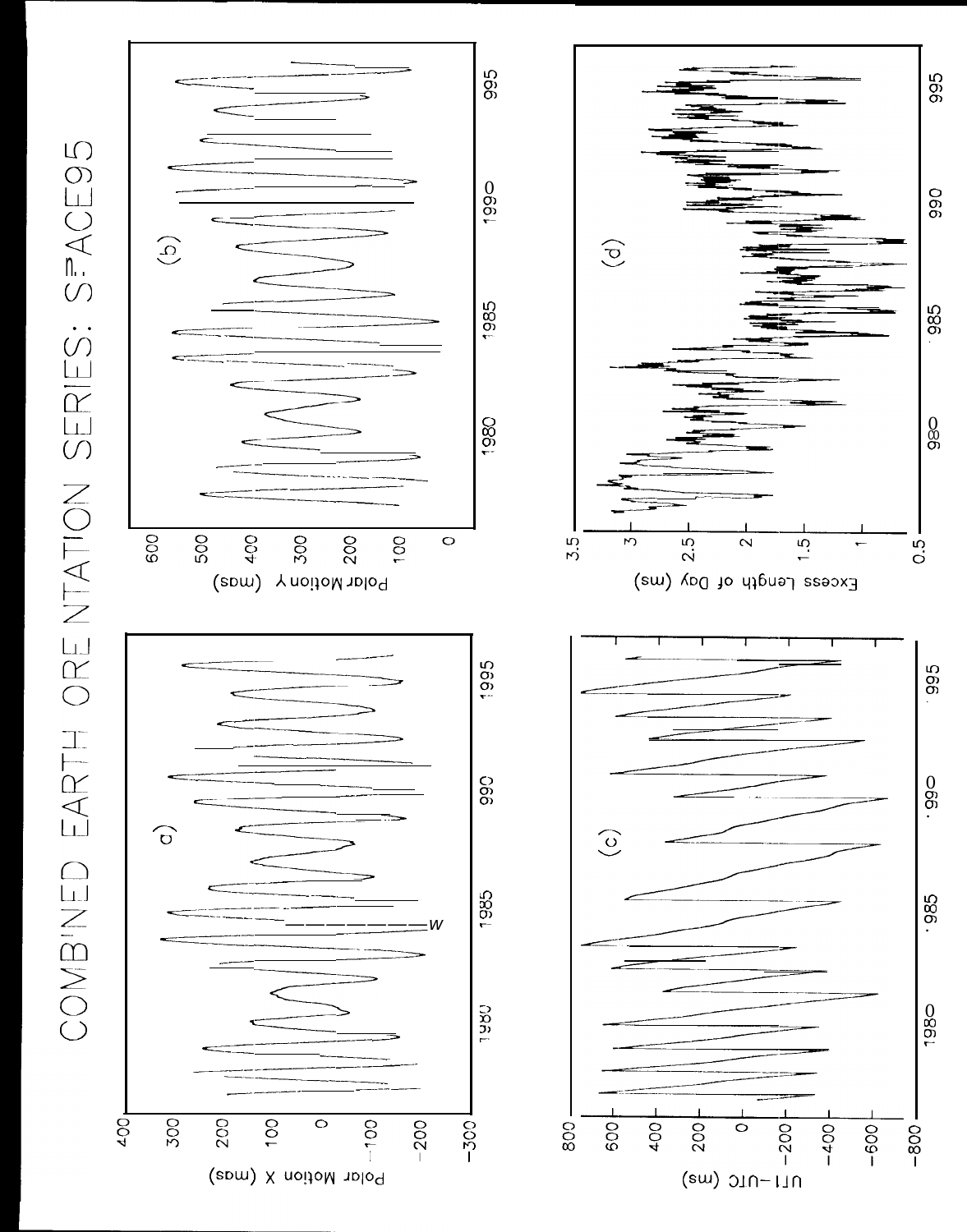# COMBINED EARTH ORIENTATION SERIES: SPACE95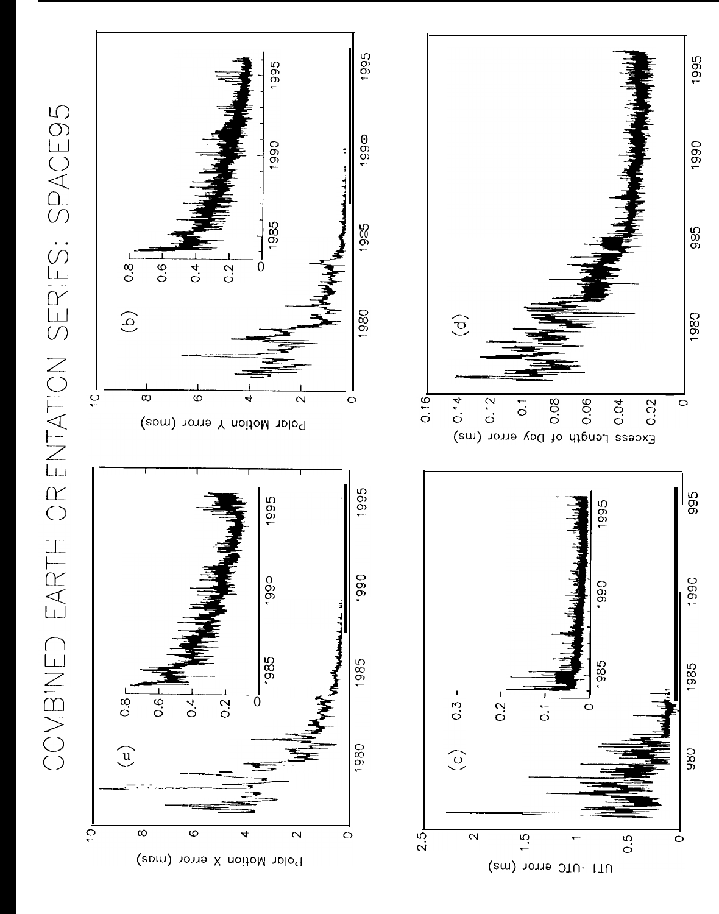# COMBINED EARTH ORIENTATION SERIES: SPACE95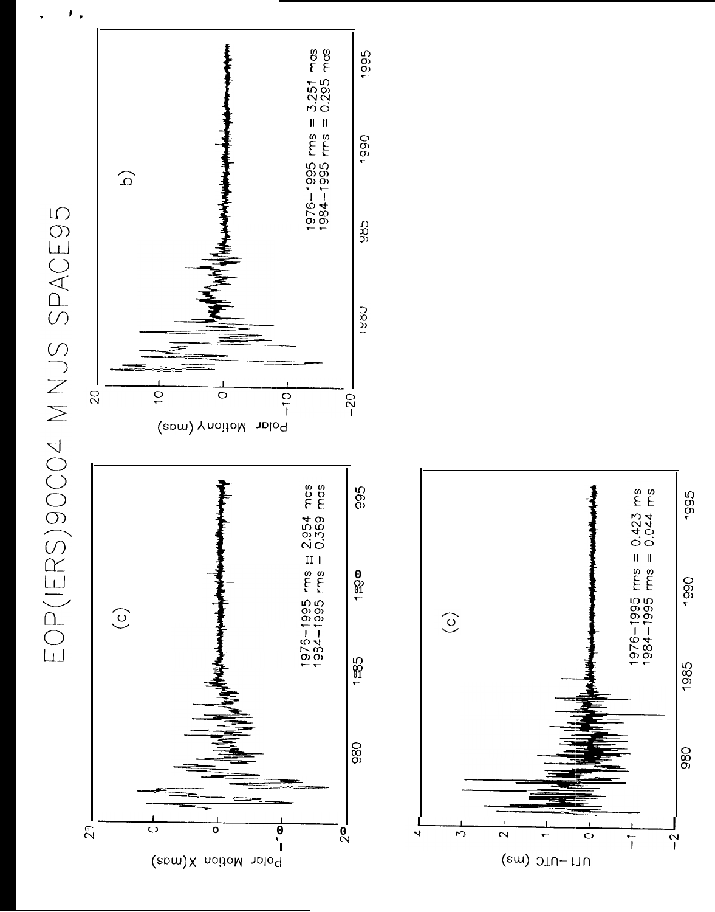EOP(IERS)90C04 MINUS SPACE95

(a)

Polar Motion X(mas)

20

10

0

-10

-20

980

1985

1990

995

1976-1995 rms = 2.954 mas
1984-1995 rms = 0.369 mas

b)

Polar Motion Y (mas)

20

10

0

-10

-20

1980

985

1990

1995

1976-1995 rms = 3.251 mas
1984-1995 rms = 0.295 mas

(c)

UT1-UTC (ms)

4

3

2

1

0

-1

-2

980

1985

1990

1995

1976-1995 rms = 0.423 ms
1984-1995 rms = 0.044 ms